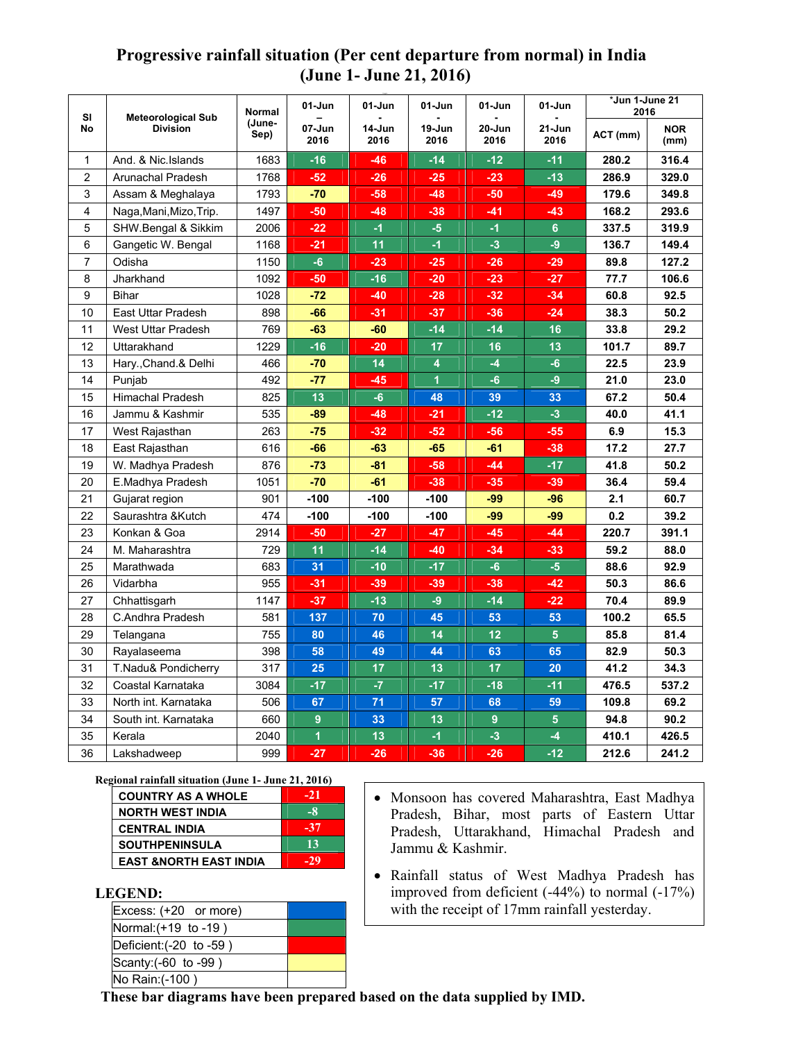# Progressive rainfall situation (Per cent departure from normal) in India
## (June 1- June 21, 2016)

| Sl No | Meteorological Sub Division | Normal (June-Sep) | 01-Jun – 07-Jun 2016 | 01-Jun - 14-Jun 2016 | 01-Jun - 19-Jun 2016 | 01-Jun - 20-Jun 2016 | 01-Jun - 21-Jun 2016 | *Jun 1-June 21 2016 | |
|---|---|---|---|---|---|---|---|---|---|
| | | | | | | | | ACT (mm) | NOR (mm) |
| 1 | And. & Nic.Islands | 1683 | -16 | -46 | -14 | -12 | -11 | 280.2 | 316.4 |
| 2 | Arunachal Pradesh | 1768 | -52 | -26 | -25 | -23 | -13 | 286.9 | 329.0 |
| 3 | Assam & Meghalaya | 1793 | -70 | -58 | -48 | -50 | -49 | 179.6 | 349.8 |
| 4 | Naga,Mani,Mizo,Trip. | 1497 | -50 | -48 | -38 | -41 | -43 | 168.2 | 293.6 |
| 5 | SHW.Bengal & Sikkim | 2006 | -22 | -1 | -5 | -1 | 6 | 337.5 | 319.9 |
| 6 | Gangetic W. Bengal | 1168 | -21 | 11 | -1 | -3 | -9 | 136.7 | 149.4 |
| 7 | Odisha | 1150 | -6 | -23 | -25 | -26 | -29 | 89.8 | 127.2 |
| 8 | Jharkhand | 1092 | -50 | -16 | -20 | -23 | -27 | 77.7 | 106.6 |
| 9 | Bihar | 1028 | -72 | -40 | -28 | -32 | -34 | 60.8 | 92.5 |
| 10 | East Uttar Pradesh | 898 | -66 | -31 | -37 | -36 | -24 | 38.3 | 50.2 |
| 11 | West Uttar Pradesh | 769 | -63 | -60 | -14 | -14 | 16 | 33.8 | 29.2 |
| 12 | Uttarakhand | 1229 | -16 | -20 | 17 | 16 | 13 | 101.7 | 89.7 |
| 13 | Hary.,Chand.& Delhi | 466 | -70 | 14 | 4 | -4 | -6 | 22.5 | 23.9 |
| 14 | Punjab | 492 | -77 | -45 | 1 | -6 | -9 | 21.0 | 23.0 |
| 15 | Himachal Pradesh | 825 | 13 | -6 | 48 | 39 | 33 | 67.2 | 50.4 |
| 16 | Jammu & Kashmir | 535 | -89 | -48 | -21 | -12 | -3 | 40.0 | 41.1 |
| 17 | West Rajasthan | 263 | -75 | -32 | -52 | -56 | -55 | 6.9 | 15.3 |
| 18 | East Rajasthan | 616 | -66 | -63 | -65 | -61 | -38 | 17.2 | 27.7 |
| 19 | W. Madhya Pradesh | 876 | -73 | -81 | -58 | -44 | -17 | 41.8 | 50.2 |
| 20 | E.Madhya Pradesh | 1051 | -70 | -61 | -38 | -35 | -39 | 36.4 | 59.4 |
| 21 | Gujarat region | 901 | -100 | -100 | -100 | -99 | -96 | 2.1 | 60.7 |
| 22 | Saurashtra &Kutch | 474 | -100 | -100 | -100 | -99 | -99 | 0.2 | 39.2 |
| 23 | Konkan & Goa | 2914 | -50 | -27 | -47 | -45 | -44 | 220.7 | 391.1 |
| 24 | M. Maharashtra | 729 | 11 | -14 | -40 | -34 | -33 | 59.2 | 88.0 |
| 25 | Marathwada | 683 | 31 | -10 | -17 | -6 | -5 | 88.6 | 92.9 |
| 26 | Vidarbha | 955 | -31 | -39 | -39 | -38 | -42 | 50.3 | 86.6 |
| 27 | Chhattisgarh | 1147 | -37 | -13 | -9 | -14 | -22 | 70.4 | 89.9 |
| 28 | C.Andhra Pradesh | 581 | 137 | 70 | 45 | 53 | 53 | 100.2 | 65.5 |
| 29 | Telangana | 755 | 80 | 46 | 14 | 12 | 5 | 85.8 | 81.4 |
| 30 | Rayalaseema | 398 | 58 | 49 | 44 | 63 | 65 | 82.9 | 50.3 |
| 31 | T.Nadu& Pondicherry | 317 | 25 | 17 | 13 | 17 | 20 | 41.2 | 34.3 |
| 32 | Coastal Karnataka | 3084 | -17 | -7 | -17 | -18 | -11 | 476.5 | 537.2 |
| 33 | North int. Karnataka | 506 | 67 | 71 | 57 | 68 | 59 | 109.8 | 69.2 |
| 34 | South int. Karnataka | 660 | 9 | 33 | 13 | 9 | 5 | 94.8 | 90.2 |
| 35 | Kerala | 2040 | 1 | 13 | -1 | -3 | -4 | 410.1 | 426.5 |
| 36 | Lakshadweep | 999 | -27 | -26 | -36 | -26 | -12 | 212.6 | 241.2 |

**Regional rainfall situation (June 1- June 21, 2016)**

| Region | Departure |
|---|---|
| COUNTRY AS A WHOLE | -21 |
| NORTH WEST INDIA | -8 |
| CENTRAL INDIA | -37 |
| SOUTHPENINSULA | 13 |
| EAST &NORTH EAST INDIA | -29 |

- Monsoon has covered Maharashtra, East Madhya Pradesh, Bihar, most parts of Eastern Uttar Pradesh, Uttarakhand, Himachal Pradesh and Jammu & Kashmir.
- Rainfall status of West Madhya Pradesh has improved from deficient (-44%) to normal (-17%) with the receipt of 17mm rainfall yesterday.

**LEGEND:**

| Category | Colour |
|---|---|
| Excess: (+20 or more) | Blue |
| Normal:(+19 to -19 ) | Green |
| Deficient:(-20 to -59 ) | Red |
| Scanty:(-60 to -99 ) | Yellow |
| No Rain:(-100 ) | White |

**These bar diagrams have been prepared based on the data supplied by IMD.**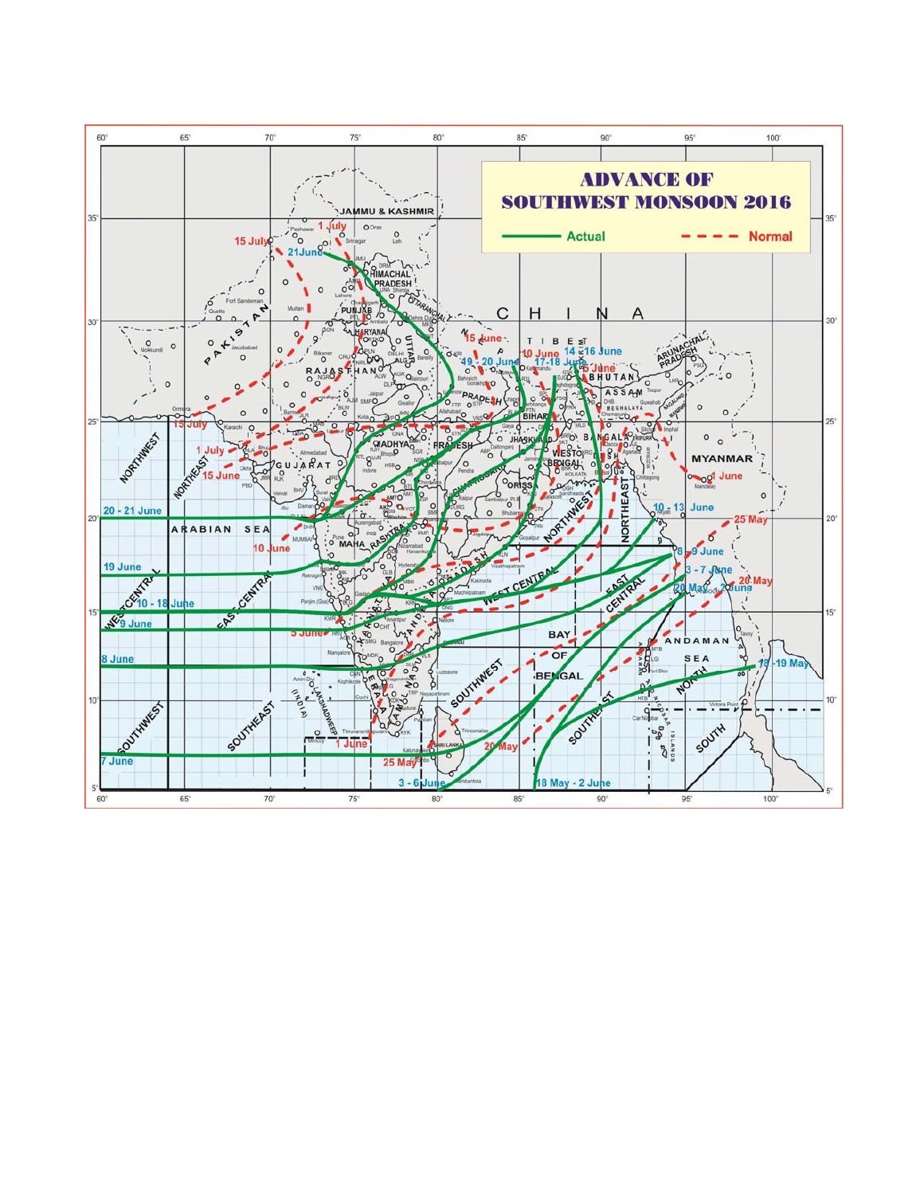ADVANCE OF SOUTHWEST MONSOON 2016

Actual

Normal